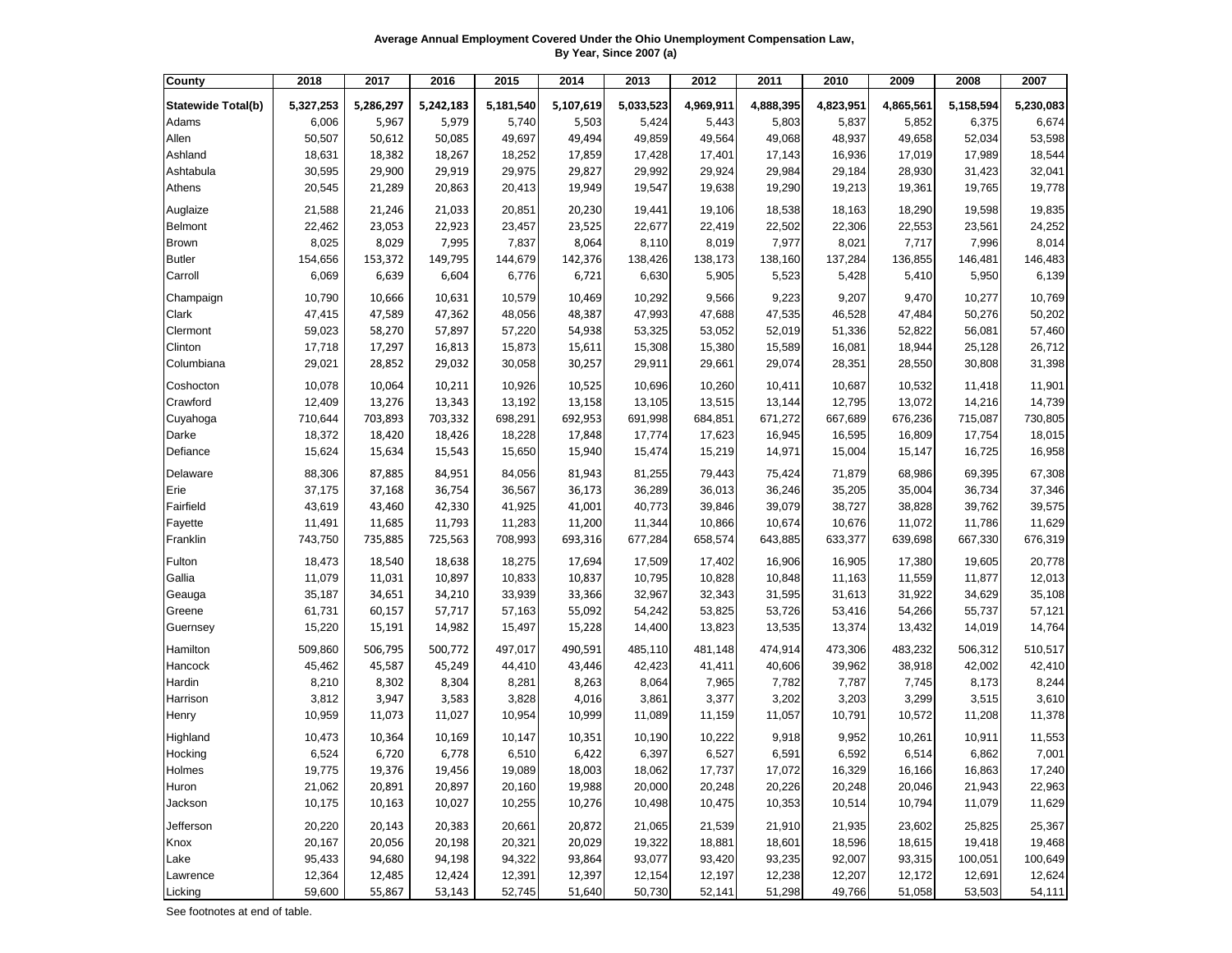**Average Annual Employment Covered Under the Ohio Unemployment Compensation Law, By Year, Since 2007 (a)**

| County | 2018 | 2017 | 2016 | 2015 | 2014 | 2013 | 2012 | 2011 | 2010 | 2009 | 2008 | 2007 |
|---|---|---|---|---|---|---|---|---|---|---|---|---|
| **Statewide Total(b)** | **5,327,253** | **5,286,297** | **5,242,183** | **5,181,540** | **5,107,619** | **5,033,523** | **4,969,911** | **4,888,395** | **4,823,951** | **4,865,561** | **5,158,594** | **5,230,083** |
| Adams | 6,006 | 5,967 | 5,979 | 5,740 | 5,503 | 5,424 | 5,443 | 5,803 | 5,837 | 5,852 | 6,375 | 6,674 |
| Allen | 50,507 | 50,612 | 50,085 | 49,697 | 49,494 | 49,859 | 49,564 | 49,068 | 48,937 | 49,658 | 52,034 | 53,598 |
| Ashland | 18,631 | 18,382 | 18,267 | 18,252 | 17,859 | 17,428 | 17,401 | 17,143 | 16,936 | 17,019 | 17,989 | 18,544 |
| Ashtabula | 30,595 | 29,900 | 29,919 | 29,975 | 29,827 | 29,992 | 29,924 | 29,984 | 29,184 | 28,930 | 31,423 | 32,041 |
| Athens | 20,545 | 21,289 | 20,863 | 20,413 | 19,949 | 19,547 | 19,638 | 19,290 | 19,213 | 19,361 | 19,765 | 19,778 |
| Auglaize | 21,588 | 21,246 | 21,033 | 20,851 | 20,230 | 19,441 | 19,106 | 18,538 | 18,163 | 18,290 | 19,598 | 19,835 |
| Belmont | 22,462 | 23,053 | 22,923 | 23,457 | 23,525 | 22,677 | 22,419 | 22,502 | 22,306 | 22,553 | 23,561 | 24,252 |
| Brown | 8,025 | 8,029 | 7,995 | 7,837 | 8,064 | 8,110 | 8,019 | 7,977 | 8,021 | 7,717 | 7,996 | 8,014 |
| Butler | 154,656 | 153,372 | 149,795 | 144,679 | 142,376 | 138,426 | 138,173 | 138,160 | 137,284 | 136,855 | 146,481 | 146,483 |
| Carroll | 6,069 | 6,639 | 6,604 | 6,776 | 6,721 | 6,630 | 5,905 | 5,523 | 5,428 | 5,410 | 5,950 | 6,139 |
| Champaign | 10,790 | 10,666 | 10,631 | 10,579 | 10,469 | 10,292 | 9,566 | 9,223 | 9,207 | 9,470 | 10,277 | 10,769 |
| Clark | 47,415 | 47,589 | 47,362 | 48,056 | 48,387 | 47,993 | 47,688 | 47,535 | 46,528 | 47,484 | 50,276 | 50,202 |
| Clermont | 59,023 | 58,270 | 57,897 | 57,220 | 54,938 | 53,325 | 53,052 | 52,019 | 51,336 | 52,822 | 56,081 | 57,460 |
| Clinton | 17,718 | 17,297 | 16,813 | 15,873 | 15,611 | 15,308 | 15,380 | 15,589 | 16,081 | 18,944 | 25,128 | 26,712 |
| Columbiana | 29,021 | 28,852 | 29,032 | 30,058 | 30,257 | 29,911 | 29,661 | 29,074 | 28,351 | 28,550 | 30,808 | 31,398 |
| Coshocton | 10,078 | 10,064 | 10,211 | 10,926 | 10,525 | 10,696 | 10,260 | 10,411 | 10,687 | 10,532 | 11,418 | 11,901 |
| Crawford | 12,409 | 13,276 | 13,343 | 13,192 | 13,158 | 13,105 | 13,515 | 13,144 | 12,795 | 13,072 | 14,216 | 14,739 |
| Cuyahoga | 710,644 | 703,893 | 703,332 | 698,291 | 692,953 | 691,998 | 684,851 | 671,272 | 667,689 | 676,236 | 715,087 | 730,805 |
| Darke | 18,372 | 18,420 | 18,426 | 18,228 | 17,848 | 17,774 | 17,623 | 16,945 | 16,595 | 16,809 | 17,754 | 18,015 |
| Defiance | 15,624 | 15,634 | 15,543 | 15,650 | 15,940 | 15,474 | 15,219 | 14,971 | 15,004 | 15,147 | 16,725 | 16,958 |
| Delaware | 88,306 | 87,885 | 84,951 | 84,056 | 81,943 | 81,255 | 79,443 | 75,424 | 71,879 | 68,986 | 69,395 | 67,308 |
| Erie | 37,175 | 37,168 | 36,754 | 36,567 | 36,173 | 36,289 | 36,013 | 36,246 | 35,205 | 35,004 | 36,734 | 37,346 |
| Fairfield | 43,619 | 43,460 | 42,330 | 41,925 | 41,001 | 40,773 | 39,846 | 39,079 | 38,727 | 38,828 | 39,762 | 39,575 |
| Fayette | 11,491 | 11,685 | 11,793 | 11,283 | 11,200 | 11,344 | 10,866 | 10,674 | 10,676 | 11,072 | 11,786 | 11,629 |
| Franklin | 743,750 | 735,885 | 725,563 | 708,993 | 693,316 | 677,284 | 658,574 | 643,885 | 633,377 | 639,698 | 667,330 | 676,319 |
| Fulton | 18,473 | 18,540 | 18,638 | 18,275 | 17,694 | 17,509 | 17,402 | 16,906 | 16,905 | 17,380 | 19,605 | 20,778 |
| Gallia | 11,079 | 11,031 | 10,897 | 10,833 | 10,837 | 10,795 | 10,828 | 10,848 | 11,163 | 11,559 | 11,877 | 12,013 |
| Geauga | 35,187 | 34,651 | 34,210 | 33,939 | 33,366 | 32,967 | 32,343 | 31,595 | 31,613 | 31,922 | 34,629 | 35,108 |
| Greene | 61,731 | 60,157 | 57,717 | 57,163 | 55,092 | 54,242 | 53,825 | 53,726 | 53,416 | 54,266 | 55,737 | 57,121 |
| Guernsey | 15,220 | 15,191 | 14,982 | 15,497 | 15,228 | 14,400 | 13,823 | 13,535 | 13,374 | 13,432 | 14,019 | 14,764 |
| Hamilton | 509,860 | 506,795 | 500,772 | 497,017 | 490,591 | 485,110 | 481,148 | 474,914 | 473,306 | 483,232 | 506,312 | 510,517 |
| Hancock | 45,462 | 45,587 | 45,249 | 44,410 | 43,446 | 42,423 | 41,411 | 40,606 | 39,962 | 38,918 | 42,002 | 42,410 |
| Hardin | 8,210 | 8,302 | 8,304 | 8,281 | 8,263 | 8,064 | 7,965 | 7,782 | 7,787 | 7,745 | 8,173 | 8,244 |
| Harrison | 3,812 | 3,947 | 3,583 | 3,828 | 4,016 | 3,861 | 3,377 | 3,202 | 3,203 | 3,299 | 3,515 | 3,610 |
| Henry | 10,959 | 11,073 | 11,027 | 10,954 | 10,999 | 11,089 | 11,159 | 11,057 | 10,791 | 10,572 | 11,208 | 11,378 |
| Highland | 10,473 | 10,364 | 10,169 | 10,147 | 10,351 | 10,190 | 10,222 | 9,918 | 9,952 | 10,261 | 10,911 | 11,553 |
| Hocking | 6,524 | 6,720 | 6,778 | 6,510 | 6,422 | 6,397 | 6,527 | 6,591 | 6,592 | 6,514 | 6,862 | 7,001 |
| Holmes | 19,775 | 19,376 | 19,456 | 19,089 | 18,003 | 18,062 | 17,737 | 17,072 | 16,329 | 16,166 | 16,863 | 17,240 |
| Huron | 21,062 | 20,891 | 20,897 | 20,160 | 19,988 | 20,000 | 20,248 | 20,226 | 20,248 | 20,046 | 21,943 | 22,963 |
| Jackson | 10,175 | 10,163 | 10,027 | 10,255 | 10,276 | 10,498 | 10,475 | 10,353 | 10,514 | 10,794 | 11,079 | 11,629 |
| Jefferson | 20,220 | 20,143 | 20,383 | 20,661 | 20,872 | 21,065 | 21,539 | 21,910 | 21,935 | 23,602 | 25,825 | 25,367 |
| Knox | 20,167 | 20,056 | 20,198 | 20,321 | 20,029 | 19,322 | 18,881 | 18,601 | 18,596 | 18,615 | 19,418 | 19,468 |
| Lake | 95,433 | 94,680 | 94,198 | 94,322 | 93,864 | 93,077 | 93,420 | 93,235 | 92,007 | 93,315 | 100,051 | 100,649 |
| Lawrence | 12,364 | 12,485 | 12,424 | 12,391 | 12,397 | 12,154 | 12,197 | 12,238 | 12,207 | 12,172 | 12,691 | 12,624 |
| Licking | 59,600 | 55,867 | 53,143 | 52,745 | 51,640 | 50,730 | 52,141 | 51,298 | 49,766 | 51,058 | 53,503 | 54,111 |

See footnotes at end of table.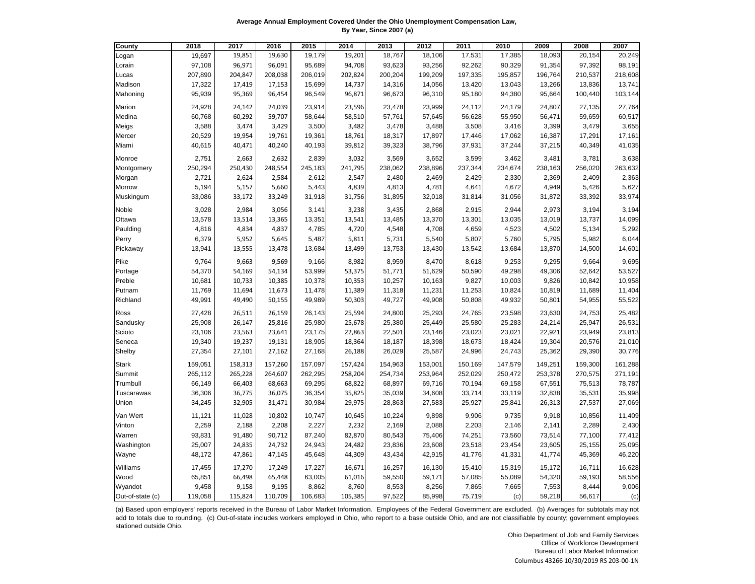**Average Annual Employment Covered Under the Ohio Unemployment Compensation Law,**
**By Year, Since 2007 (a)**

| County | 2018 | 2017 | 2016 | 2015 | 2014 | 2013 | 2012 | 2011 | 2010 | 2009 | 2008 | 2007 |
|---|---|---|---|---|---|---|---|---|---|---|---|---|
| Logan | 19,697 | 19,851 | 19,630 | 19,179 | 19,201 | 18,767 | 18,106 | 17,531 | 17,385 | 18,093 | 20,154 | 20,249 |
| Lorain | 97,108 | 96,971 | 96,091 | 95,689 | 94,708 | 93,623 | 93,256 | 92,262 | 90,329 | 91,354 | 97,392 | 98,191 |
| Lucas | 207,890 | 204,847 | 208,038 | 206,019 | 202,824 | 200,204 | 199,209 | 197,335 | 195,857 | 196,764 | 210,537 | 218,608 |
| Madison | 17,322 | 17,419 | 17,153 | 15,699 | 14,737 | 14,316 | 14,056 | 13,420 | 13,043 | 13,266 | 13,836 | 13,741 |
| Mahoning | 95,939 | 95,369 | 96,454 | 96,549 | 96,871 | 96,673 | 96,310 | 95,180 | 94,380 | 95,664 | 100,440 | 103,144 |
| Marion | 24,928 | 24,142 | 24,039 | 23,914 | 23,596 | 23,478 | 23,999 | 24,112 | 24,179 | 24,807 | 27,135 | 27,764 |
| Medina | 60,768 | 60,292 | 59,707 | 58,644 | 58,510 | 57,761 | 57,645 | 56,628 | 55,950 | 56,471 | 59,659 | 60,517 |
| Meigs | 3,588 | 3,474 | 3,429 | 3,500 | 3,482 | 3,478 | 3,488 | 3,508 | 3,416 | 3,399 | 3,479 | 3,655 |
| Mercer | 20,529 | 19,954 | 19,761 | 19,361 | 18,761 | 18,317 | 17,897 | 17,446 | 17,062 | 16,387 | 17,291 | 17,161 |
| Miami | 40,615 | 40,471 | 40,240 | 40,193 | 39,812 | 39,323 | 38,796 | 37,931 | 37,244 | 37,215 | 40,349 | 41,035 |
| Monroe | 2,751 | 2,663 | 2,632 | 2,839 | 3,032 | 3,569 | 3,652 | 3,599 | 3,462 | 3,481 | 3,781 | 3,638 |
| Montgomery | 250,294 | 250,430 | 248,554 | 245,183 | 241,795 | 238,062 | 238,896 | 237,344 | 234,674 | 238,163 | 256,020 | 263,632 |
| Morgan | 2,721 | 2,624 | 2,584 | 2,612 | 2,547 | 2,480 | 2,469 | 2,429 | 2,330 | 2,369 | 2,409 | 2,363 |
| Morrow | 5,194 | 5,157 | 5,660 | 5,443 | 4,839 | 4,813 | 4,781 | 4,641 | 4,672 | 4,949 | 5,426 | 5,627 |
| Muskingum | 33,086 | 33,172 | 33,249 | 31,918 | 31,756 | 31,895 | 32,018 | 31,814 | 31,056 | 31,872 | 33,392 | 33,974 |
| Noble | 3,028 | 2,984 | 3,056 | 3,141 | 3,238 | 3,435 | 2,868 | 2,915 | 2,944 | 2,973 | 3,194 | 3,194 |
| Ottawa | 13,578 | 13,514 | 13,365 | 13,351 | 13,541 | 13,485 | 13,370 | 13,301 | 13,035 | 13,019 | 13,737 | 14,099 |
| Paulding | 4,816 | 4,834 | 4,837 | 4,785 | 4,720 | 4,548 | 4,708 | 4,659 | 4,523 | 4,502 | 5,134 | 5,292 |
| Perry | 6,379 | 5,952 | 5,645 | 5,487 | 5,811 | 5,731 | 5,540 | 5,807 | 5,760 | 5,795 | 5,982 | 6,044 |
| Pickaway | 13,941 | 13,555 | 13,478 | 13,684 | 13,499 | 13,753 | 13,430 | 13,542 | 13,684 | 13,870 | 14,500 | 14,601 |
| Pike | 9,764 | 9,663 | 9,569 | 9,166 | 8,982 | 8,959 | 8,470 | 8,618 | 9,253 | 9,295 | 9,664 | 9,695 |
| Portage | 54,370 | 54,169 | 54,134 | 53,999 | 53,375 | 51,771 | 51,629 | 50,590 | 49,298 | 49,306 | 52,642 | 53,527 |
| Preble | 10,681 | 10,733 | 10,385 | 10,378 | 10,353 | 10,257 | 10,163 | 9,827 | 10,003 | 9,826 | 10,842 | 10,958 |
| Putnam | 11,769 | 11,694 | 11,673 | 11,478 | 11,389 | 11,318 | 11,231 | 11,253 | 10,824 | 10,819 | 11,689 | 11,404 |
| Richland | 49,991 | 49,490 | 50,155 | 49,989 | 50,303 | 49,727 | 49,908 | 50,808 | 49,932 | 50,801 | 54,955 | 55,522 |
| Ross | 27,428 | 26,511 | 26,159 | 26,143 | 25,594 | 24,800 | 25,293 | 24,765 | 23,598 | 23,630 | 24,753 | 25,482 |
| Sandusky | 25,908 | 26,147 | 25,816 | 25,980 | 25,678 | 25,380 | 25,449 | 25,580 | 25,283 | 24,214 | 25,947 | 26,531 |
| Scioto | 23,106 | 23,563 | 23,641 | 23,175 | 22,863 | 22,501 | 23,146 | 23,023 | 23,021 | 22,921 | 23,949 | 23,813 |
| Seneca | 19,340 | 19,237 | 19,131 | 18,905 | 18,364 | 18,187 | 18,398 | 18,673 | 18,424 | 19,304 | 20,576 | 21,010 |
| Shelby | 27,354 | 27,101 | 27,162 | 27,168 | 26,188 | 26,029 | 25,587 | 24,996 | 24,743 | 25,362 | 29,390 | 30,776 |
| Stark | 159,051 | 158,313 | 157,260 | 157,097 | 157,424 | 154,963 | 153,001 | 150,169 | 147,579 | 149,251 | 159,300 | 161,288 |
| Summit | 265,112 | 265,228 | 264,607 | 262,295 | 258,204 | 254,734 | 253,964 | 252,029 | 250,472 | 253,378 | 270,575 | 271,191 |
| Trumbull | 66,149 | 66,403 | 68,663 | 69,295 | 68,822 | 68,897 | 69,716 | 70,194 | 69,158 | 67,551 | 75,513 | 78,787 |
| Tuscarawas | 36,306 | 36,775 | 36,075 | 36,354 | 35,825 | 35,039 | 34,608 | 33,714 | 33,119 | 32,838 | 35,531 | 35,998 |
| Union | 34,245 | 32,905 | 31,471 | 30,984 | 29,975 | 28,863 | 27,583 | 25,927 | 25,841 | 26,313 | 27,537 | 27,069 |
| Van Wert | 11,121 | 11,028 | 10,802 | 10,747 | 10,645 | 10,224 | 9,898 | 9,906 | 9,735 | 9,918 | 10,856 | 11,409 |
| Vinton | 2,259 | 2,188 | 2,208 | 2,227 | 2,232 | 2,169 | 2,088 | 2,203 | 2,146 | 2,141 | 2,289 | 2,430 |
| Warren | 93,831 | 91,480 | 90,712 | 87,240 | 82,870 | 80,543 | 75,406 | 74,251 | 73,560 | 73,514 | 77,100 | 77,412 |
| Washington | 25,007 | 24,835 | 24,732 | 24,943 | 24,482 | 23,836 | 23,608 | 23,518 | 23,454 | 23,605 | 25,155 | 25,095 |
| Wayne | 48,172 | 47,861 | 47,145 | 45,648 | 44,309 | 43,434 | 42,915 | 41,776 | 41,331 | 41,774 | 45,369 | 46,220 |
| Williams | 17,455 | 17,270 | 17,249 | 17,227 | 16,671 | 16,257 | 16,130 | 15,410 | 15,319 | 15,172 | 16,711 | 16,628 |
| Wood | 65,851 | 66,498 | 65,448 | 63,005 | 61,016 | 59,550 | 59,171 | 57,085 | 55,089 | 54,320 | 59,193 | 58,556 |
| Wyandot | 9,458 | 9,158 | 9,195 | 8,862 | 8,760 | 8,553 | 8,256 | 7,865 | 7,665 | 7,553 | 8,444 | 9,006 |
| Out-of-state (c) | 119,058 | 115,824 | 110,709 | 106,683 | 105,385 | 97,522 | 85,998 | 75,719 | (c) | 59,218 | 56,617 | (c) |

(a) Based upon employers' reports received in the Bureau of Labor Market Information. Employees of the Federal Government are excluded. (b) Averages for subtotals may not add to totals due to rounding. (c) Out-of-state includes workers employed in Ohio, who report to a base outside Ohio, and are not classifiable by county; government employees stationed outside Ohio.

Ohio Department of Job and Family Services
Office of Workforce Development
Bureau of Labor Market Information
Columbus 43266 10/30/2019 RS 203-00-1N